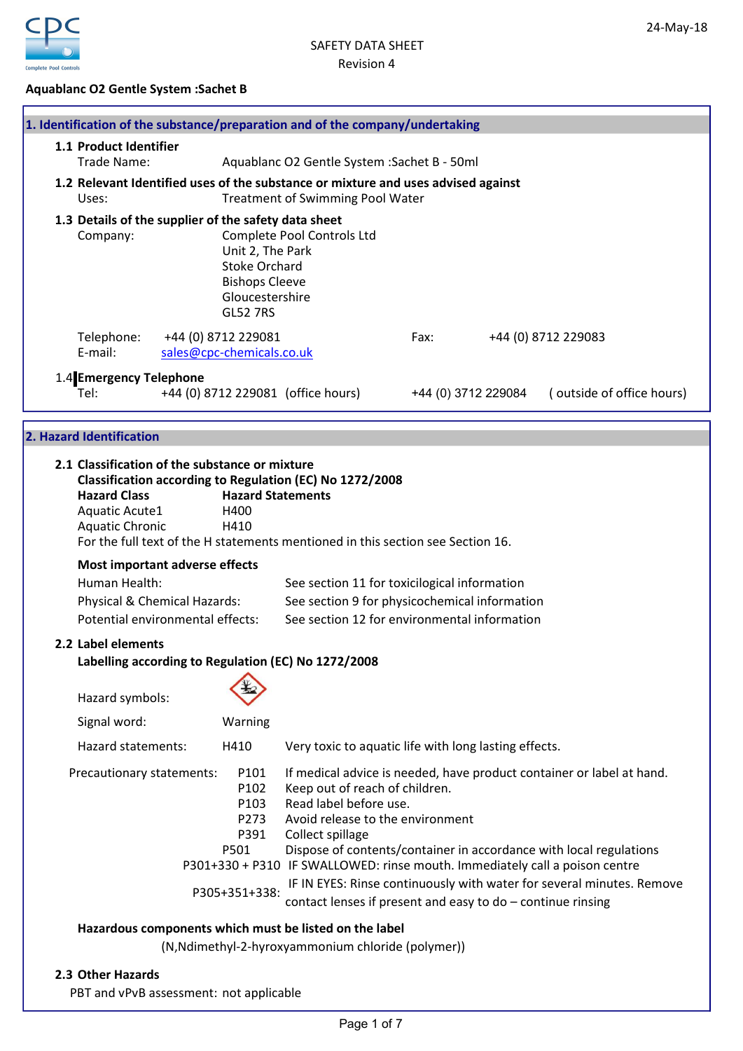24-May-18

SAFETY DATA SHEET
Revision 4

**Aquablanc O2 Gentle System :Sachet B**

## 1. Identification of the substance/preparation and of the company/undertaking

### 1.1 Product Identifier

Trade Name: Aquablanc O2 Gentle System :Sachet B - 50ml

### 1.2 Relevant Identified uses of the substance or mixture and uses advised against

Uses: Treatment of Swimming Pool Water

### 1.3 Details of the supplier of the safety data sheet

Company: Complete Pool Controls Ltd
Unit 2, The Park
Stoke Orchard
Bishops Cleeve
Gloucestershire
GL52 7RS

Telephone: +44 (0) 8712 229081 Fax: +44 (0) 8712 229083
E-mail: sales@cpc-chemicals.co.uk

### 1.4 Emergency Telephone

Tel: +44 (0) 8712 229081 (office hours) +44 (0) 3712 229084 ( outside of office hours)

## 2. Hazard Identification

### 2.1 Classification of the substance or mixture

**Classification according to Regulation (EC) No 1272/2008**

| Hazard Class | Hazard Statements |
|---|---|
| Aquatic Acute1 | H400 |
| Aquatic Chronic | H410 |

For the full text of the H statements mentioned in this section see Section 16.

**Most important adverse effects**

Human Health: See section 11 for toxicological information
Physical & Chemical Hazards: See section 9 for physicochemical information
Potential environmental effects: See section 12 for environmental information

### 2.2 Label elements

**Labelling according to Regulation (EC) No 1272/2008**

Hazard symbols:

Signal word: Warning

Hazard statements: H410 Very toxic to aquatic life with long lasting effects.

Precautionary statements:

| | |
|---|---|
| P101 | If medical advice is needed, have product container or label at hand. |
| P102 | Keep out of reach of children. |
| P103 | Read label before use. |
| P273 | Avoid release to the environment |
| P391 | Collect spillage |
| P501 | Dispose of contents/container in accordance with local regulations |
| P301+330 + P310 | IF SWALLOWED: rinse mouth. Immediately call a poison centre |
| P305+351+338: | IF IN EYES: Rinse continuously with water for several minutes. Remove contact lenses if present and easy to do – continue rinsing |

**Hazardous components which must be listed on the label**

(N,Ndimethyl-2-hyroxyammonium chloride (polymer))

### 2.3 Other Hazards

PBT and vPvB assessment: not applicable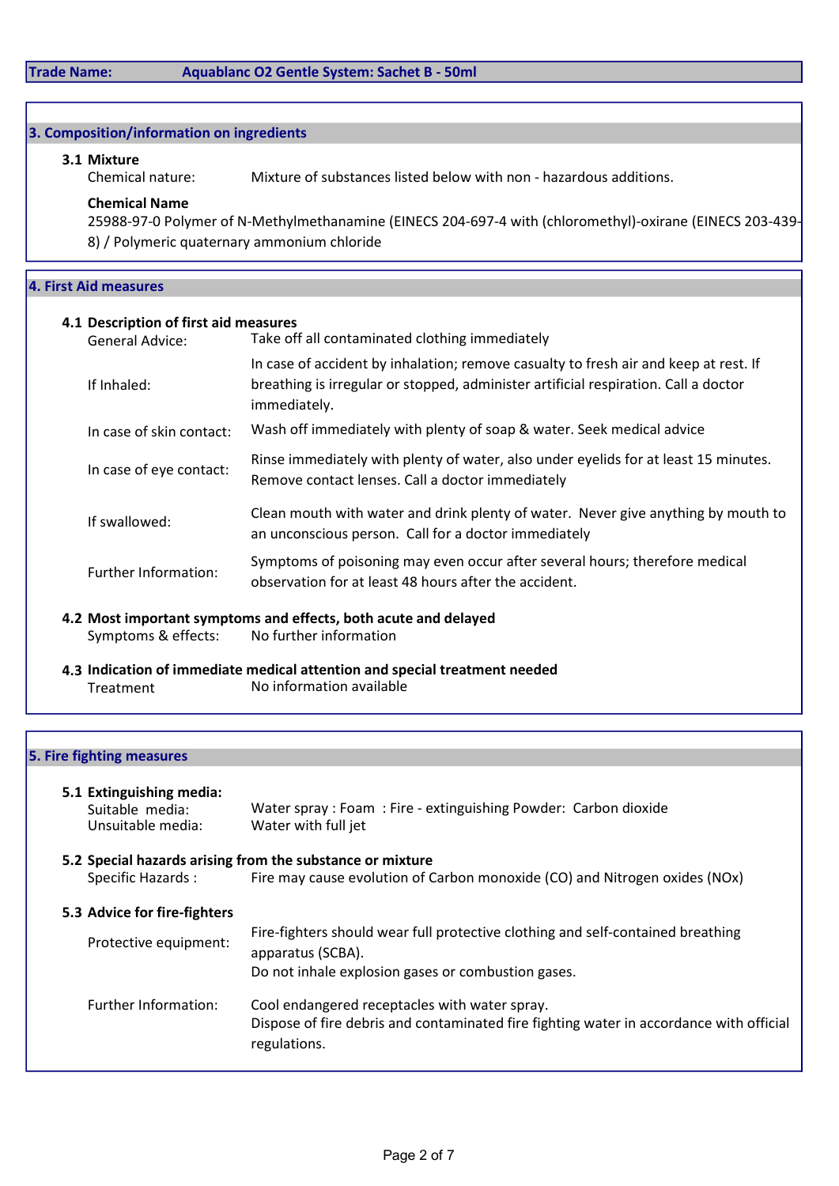**Trade Name:** **Aquablanc O2 Gentle System: Sachet B - 50ml**

## 3. Composition/information on ingredients

### 3.1 Mixture

Chemical nature: Mixture of substances listed below with non - hazardous additions.

**Chemical Name**

25988-97-0 Polymer of N-Methylmethanamine (EINECS 204-697-4 with (chloromethyl)-oxirane (EINECS 203-439-8) / Polymeric quaternary ammonium chloride

## 4. First Aid measures

### 4.1 Description of first aid measures

| | |
|---|---|
| General Advice: | Take off all contaminated clothing immediately |
| If Inhaled: | In case of accident by inhalation; remove casualty to fresh air and keep at rest. If breathing is irregular or stopped, administer artificial respiration. Call a doctor immediately. |
| In case of skin contact: | Wash off immediately with plenty of soap & water. Seek medical advice |
| In case of eye contact: | Rinse immediately with plenty of water, also under eyelids for at least 15 minutes. Remove contact lenses. Call a doctor immediately |
| If swallowed: | Clean mouth with water and drink plenty of water. Never give anything by mouth to an unconscious person. Call for a doctor immediately |
| Further Information: | Symptoms of poisoning may even occur after several hours; therefore medical observation for at least 48 hours after the accident. |

### 4.2 Most important symptoms and effects, both acute and delayed

Symptoms & effects: No further information

### 4.3 Indication of immediate medical attention and special treatment needed

Treatment: No information available

## 5. Fire fighting measures

### 5.1 Extinguishing media:

Suitable media: Water spray : Foam : Fire - extinguishing Powder: Carbon dioxide

Unsuitable media: Water with full jet

### 5.2 Special hazards arising from the substance or mixture

Specific Hazards : Fire may cause evolution of Carbon monoxide (CO) and Nitrogen oxides (NOx)

### 5.3 Advice for fire-fighters

| | |
|---|---|
| Protective equipment: | Fire-fighters should wear full protective clothing and self-contained breathing apparatus (SCBA). Do not inhale explosion gases or combustion gases. |
| Further Information: | Cool endangered receptacles with water spray. Dispose of fire debris and contaminated fire fighting water in accordance with official regulations. |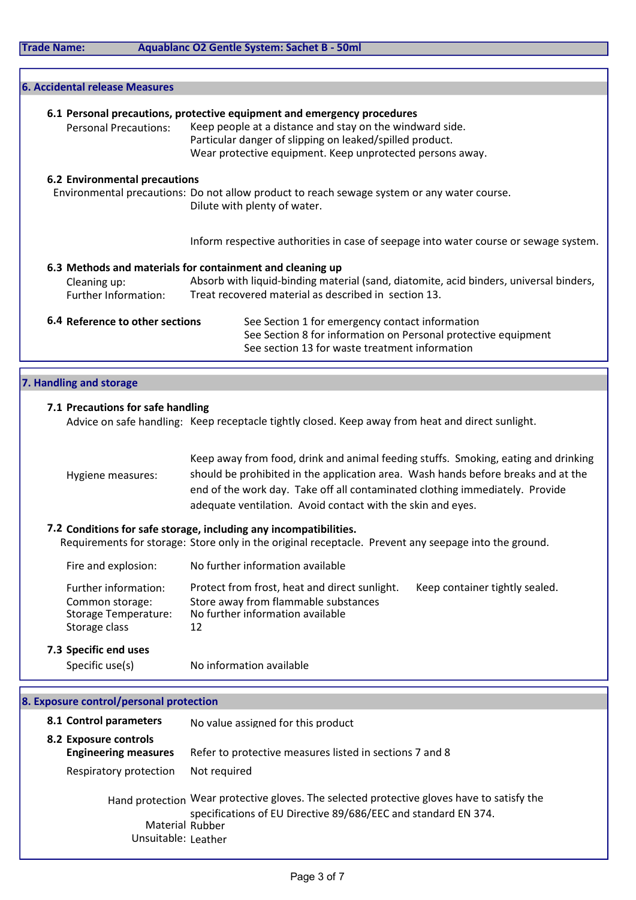**Trade Name:** Aquablanc O2 Gentle System: Sachet B - 50ml

## 6. Accidental release Measures

### 6.1 Personal precautions, protective equipment and emergency procedures

Personal Precautions: Keep people at a distance and stay on the windward side.
Particular danger of slipping on leaked/spilled product.
Wear protective equipment. Keep unprotected persons away.

### 6.2 Environmental precautions

Environmental precautions: Do not allow product to reach sewage system or any water course.
Dilute with plenty of water.

Inform respective authorities in case of seepage into water course or sewage system.

### 6.3 Methods and materials for containment and cleaning up

Cleaning up: Absorb with liquid-binding material (sand, diatomite, acid binders, universal binders,

Further Information: Treat recovered material as described in section 13.

### 6.4 Reference to other sections

See Section 1 for emergency contact information
See Section 8 for information on Personal protective equipment
See section 13 for waste treatment information

## 7. Handling and storage

### 7.1 Precautions for safe handling

Advice on safe handling: Keep receptacle tightly closed. Keep away from heat and direct sunlight.

Hygiene measures: Keep away from food, drink and animal feeding stuffs. Smoking, eating and drinking should be prohibited in the application area. Wash hands before breaks and at the end of the work day. Take off all contaminated clothing immediately. Provide adequate ventilation. Avoid contact with the skin and eyes.

### 7.2 Conditions for safe storage, including any incompatibilities.

Requirements for storage: Store only in the original receptacle. Prevent any seepage into the ground.

Fire and explosion: No further information available

Further information: Protect from frost, heat and direct sunlight. Keep container tightly sealed.
Common storage: Store away from flammable substances
Storage Temperature: No further information available
Storage class 12

### 7.3 Specific end uses

Specific use(s) No information available

## 8. Exposure control/personal protection

**8.1 Control parameters** No value assigned for this product

**8.2 Exposure controls**

**Engineering measures** Refer to protective measures listed in sections 7 and 8

Respiratory protection Not required

Hand protection Wear protective gloves. The selected protective gloves have to satisfy the specifications of EU Directive 89/686/EEC and standard EN 374.
Material Rubber
Unsuitable: Leather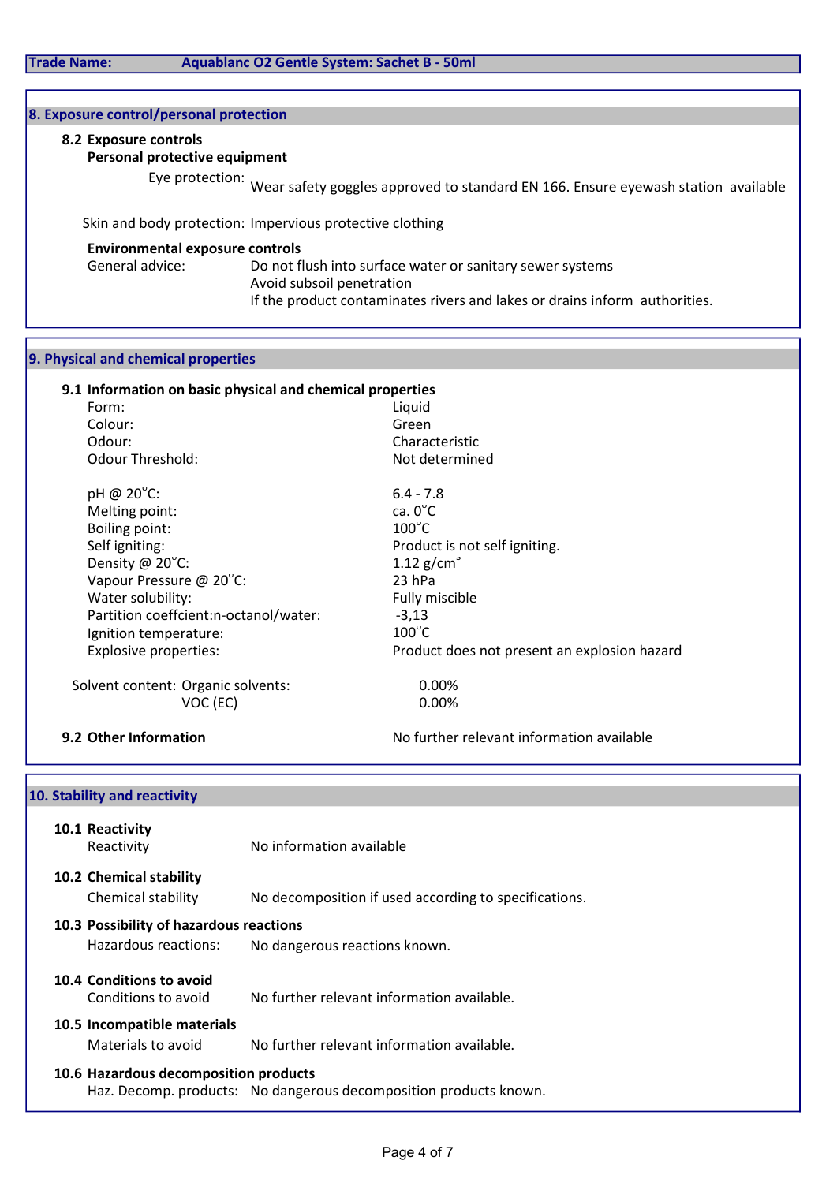**Trade Name:** Aquablanc O2 Gentle System: Sachet B - 50ml

## 8. Exposure control/personal protection

### 8.2 Exposure controls

**Personal protective equipment**

Eye protection: Wear safety goggles approved to standard EN 166. Ensure eyewash station available

Skin and body protection: Impervious protective clothing

**Environmental exposure controls**

General advice: Do not flush into surface water or sanitary sewer systems
Avoid subsoil penetration
If the product contaminates rivers and lakes or drains inform authorities.

## 9. Physical and chemical properties

### 9.1 Information on basic physical and chemical properties

| Property | Value |
|---|---|
| Form: | Liquid |
| Colour: | Green |
| Odour: | Characteristic |
| Odour Threshold: | Not determined |
| pH @ 20˚C: | 6.4 - 7.8 |
| Melting point: | ca. 0˚C |
| Boiling point: | 100˚C |
| Self igniting: | Product is not self igniting. |
| Density @ 20˚C: | 1.12 g/cm³ |
| Vapour Pressure @ 20˚C: | 23 hPa |
| Water solubility: | Fully miscible |
| Partition coeffcient:n-octanol/water: | -3,13 |
| Ignition temperature: | 100˚C |
| Explosive properties: | Product does not present an explosion hazard |

Solvent content: Organic solvents: 0.00%
VOC (EC) 0.00%

### 9.2 Other Information

No further relevant information available

## 10. Stability and reactivity

### 10.1 Reactivity

Reactivity: No information available

### 10.2 Chemical stability

Chemical stability: No decomposition if used according to specifications.

### 10.3 Possibility of hazardous reactions

Hazardous reactions: No dangerous reactions known.

### 10.4 Conditions to avoid

Conditions to avoid: No further relevant information available.

### 10.5 Incompatible materials

Materials to avoid: No further relevant information available.

### 10.6 Hazardous decomposition products

Haz. Decomp. products: No dangerous decomposition products known.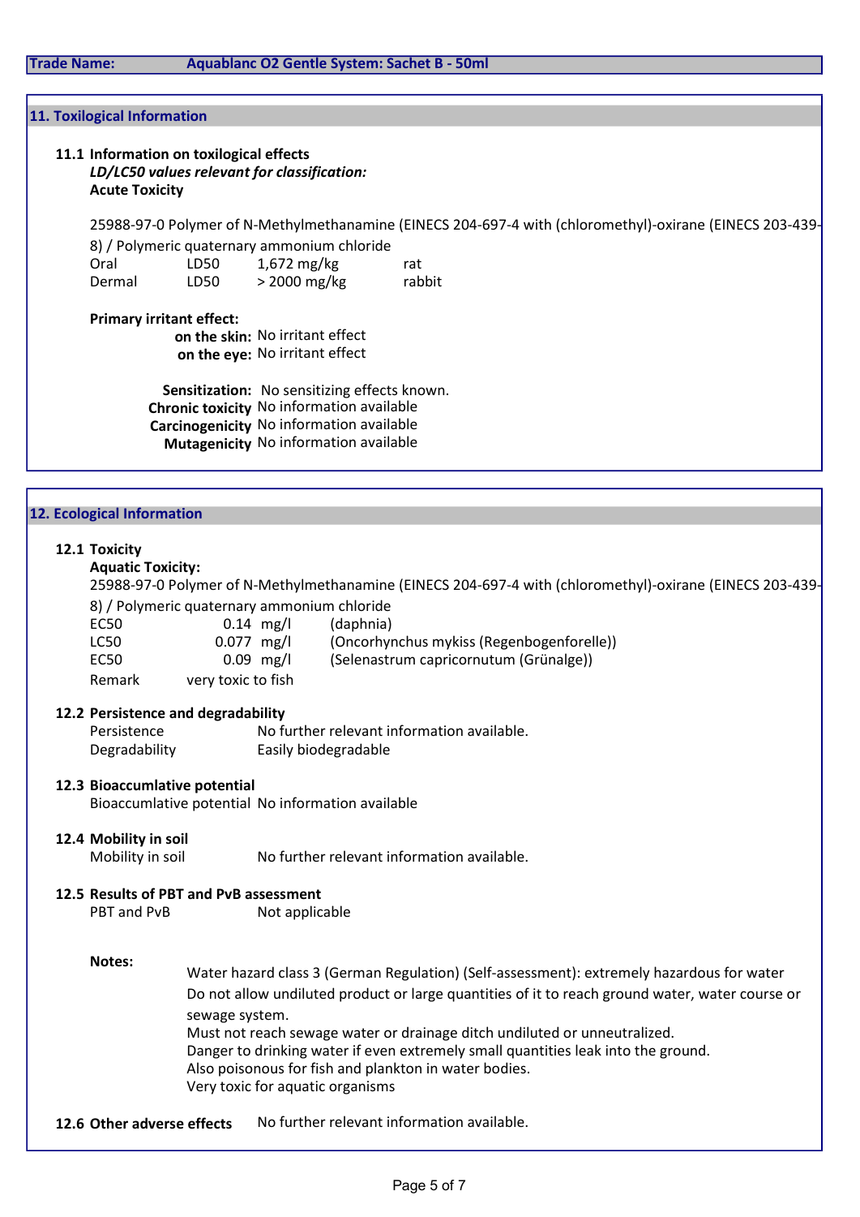| Trade Name: | Aquablanc O2 Gentle System: Sachet B - 50ml |
|---|---|

## 11. Toxilogical Information

### 11.1 Information on toxilogical effects

***LD/LC50 values relevant for classification:***

**Acute Toxicity**

25988-97-0 Polymer of N-Methylmethanamine (EINECS 204-697-4 with (chloromethyl)-oxirane (EINECS 203-439-8) / Polymeric quaternary ammonium chloride

| | | | |
|---|---|---|---|
| Oral | LD50 | 1,672 mg/kg | rat |
| Dermal | LD50 | > 2000 mg/kg | rabbit |

**Primary irritant effect:**

**on the skin:** No irritant effect
**on the eye:** No irritant effect

**Sensitization:** No sensitizing effects known.
**Chronic toxicity** No information available
**Carcinogenicity** No information available
**Mutagenicity** No information available

## 12. Ecological Information

### 12.1 Toxicity

**Aquatic Toxicity:**

25988-97-0 Polymer of N-Methylmethanamine (EINECS 204-697-4 with (chloromethyl)-oxirane (EINECS 203-439-8) / Polymeric quaternary ammonium chloride

| | | |
|---|---|---|
| EC50 | 0.14 mg/l | (daphnia) |
| LC50 | 0.077 mg/l | (Oncorhynchus mykiss (Regenbogenforelle)) |
| EC50 | 0.09 mg/l | (Selenastrum capricornutum (Grünalge)) |
| Remark | very toxic to fish | |

### 12.2 Persistence and degradability

Persistence: No further relevant information available.
Degradability: Easily biodegradable

### 12.3 Bioaccumlative potential

Bioaccumlative potential: No information available

### 12.4 Mobility in soil

Mobility in soil: No further relevant information available.

### 12.5 Results of PBT and PvB assessment

PBT and PvB: Not applicable

**Notes:**

Water hazard class 3 (German Regulation) (Self-assessment): extremely hazardous for water
Do not allow undiluted product or large quantities of it to reach ground water, water course or sewage system.
Must not reach sewage water or drainage ditch undiluted or unneutralized.
Danger to drinking water if even extremely small quantities leak into the ground.
Also poisonous for fish and plankton in water bodies.
Very toxic for aquatic organisms

### 12.6 Other adverse effects

No further relevant information available.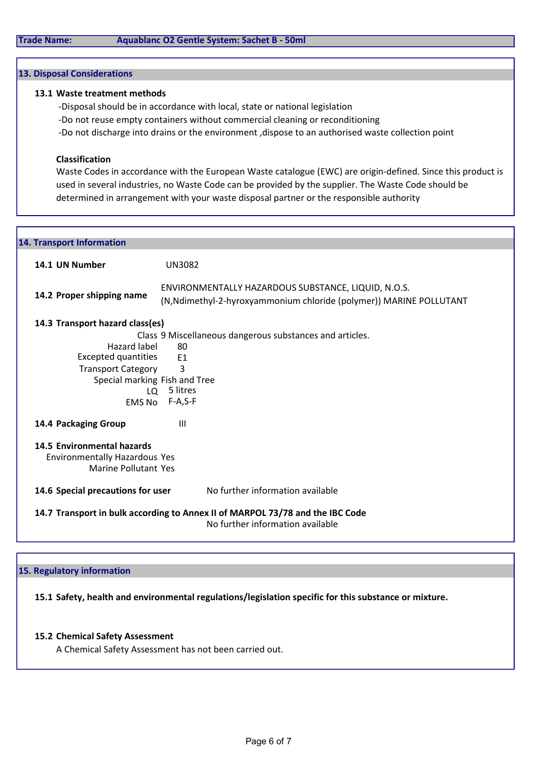**Trade Name:** Aquablanc O2 Gentle System: Sachet B - 50ml

## 13. Disposal Considerations

### 13.1 Waste treatment methods

-Disposal should be in accordance with local, state or national legislation

-Do not reuse empty containers without commercial cleaning or reconditioning

-Do not discharge into drains or the environment ,dispose to an authorised waste collection point

**Classification**

Waste Codes in accordance with the European Waste catalogue (EWC) are origin-defined. Since this product is used in several industries, no Waste Code can be provided by the supplier. The Waste Code should be determined in arrangement with your waste disposal partner or the responsible authority

## 14. Transport Information

**14.1 UN Number** UN3082

**14.2 Proper shipping name** ENVIRONMENTALLY HAZARDOUS SUBSTANCE, LIQUID, N.O.S. (N,Ndimethyl-2-hyroxyammonium chloride (polymer)) MARINE POLLUTANT

**14.3 Transport hazard class(es)**

| | |
|---|---|
| Class | 9 Miscellaneous dangerous substances and articles. |
| Hazard label | 80 |
| Excepted quantities | E1 |
| Transport Category | 3 |
| Special marking | Fish and Tree |
| LQ | 5 litres |
| EMS No | F-A,S-F |

**14.4 Packaging Group** III

**14.5 Environmental hazards**

Environmentally Hazardous Yes

Marine Pollutant Yes

**14.6 Special precautions for user** No further information available

**14.7 Transport in bulk according to Annex II of MARPOL 73/78 and the IBC Code**

No further information available

## 15. Regulatory information

**15.1 Safety, health and environmental regulations/legislation specific for this substance or mixture.**

**15.2 Chemical Safety Assessment**

A Chemical Safety Assessment has not been carried out.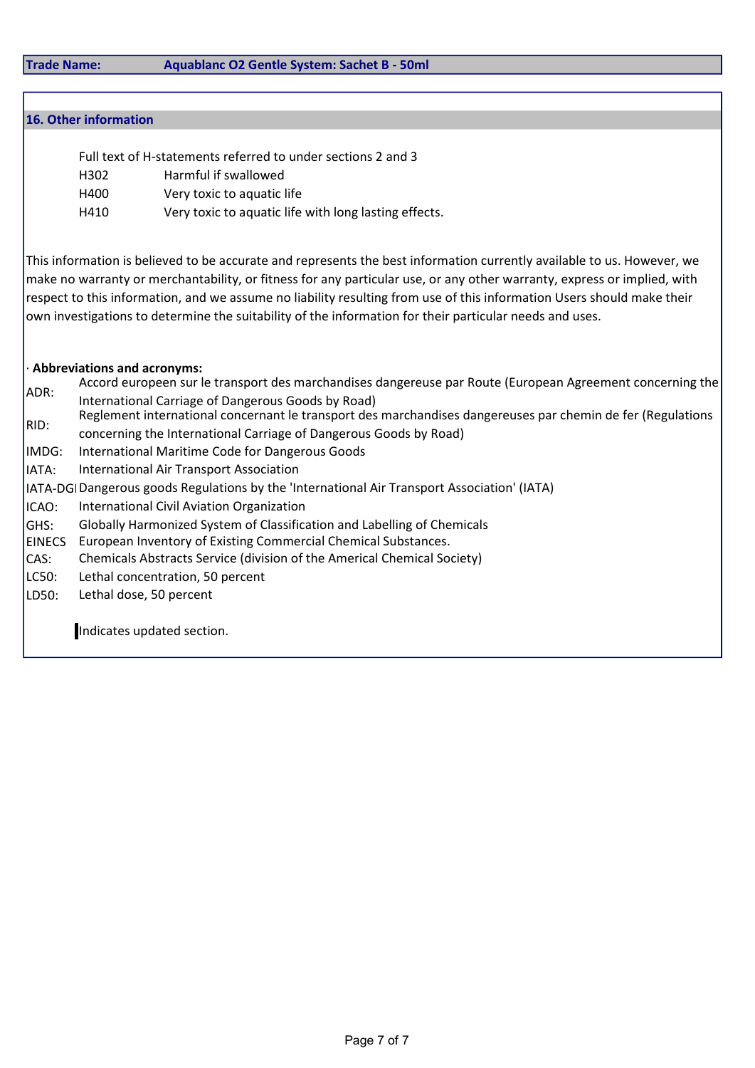**Trade Name:** **Aquablanc O2 Gentle System: Sachet B - 50ml**

## 16. Other information

Full text of H-statements referred to under sections 2 and 3

| | |
|---|---|
| H302 | Harmful if swallowed |
| H400 | Very toxic to aquatic life |
| H410 | Very toxic to aquatic life with long lasting effects. |

This information is believed to be accurate and represents the best information currently available to us. However, we make no warranty or merchantability, or fitness for any particular use, or any other warranty, express or implied, with respect to this information, and we assume no liability resulting from use of this information Users should make their own investigations to determine the suitability of the information for their particular needs and uses.

· **Abbreviations and acronyms:**

| | |
|---|---|
| ADR: | Accord europeen sur le transport des marchandises dangereuse par Route (European Agreement concerning the International Carriage of Dangerous Goods by Road) |
| RID: | Reglement international concernant le transport des marchandises dangereuses par chemin de fer (Regulations concerning the International Carriage of Dangerous Goods by Road) |
| IMDG: | International Maritime Code for Dangerous Goods |
| IATA: | International Air Transport Association |
| IATA-DGI | Dangerous goods Regulations by the 'International Air Transport Association' (IATA) |
| ICAO: | International Civil Aviation Organization |
| GHS: | Globally Harmonized System of Classification and Labelling of Chemicals |
| EINECS | European Inventory of Existing Commercial Chemical Substances. |
| CAS: | Chemicals Abstracts Service (division of the Americal Chemical Society) |
| LC50: | Lethal concentration, 50 percent |
| LD50: | Lethal dose, 50 percent |

Indicates updated section.